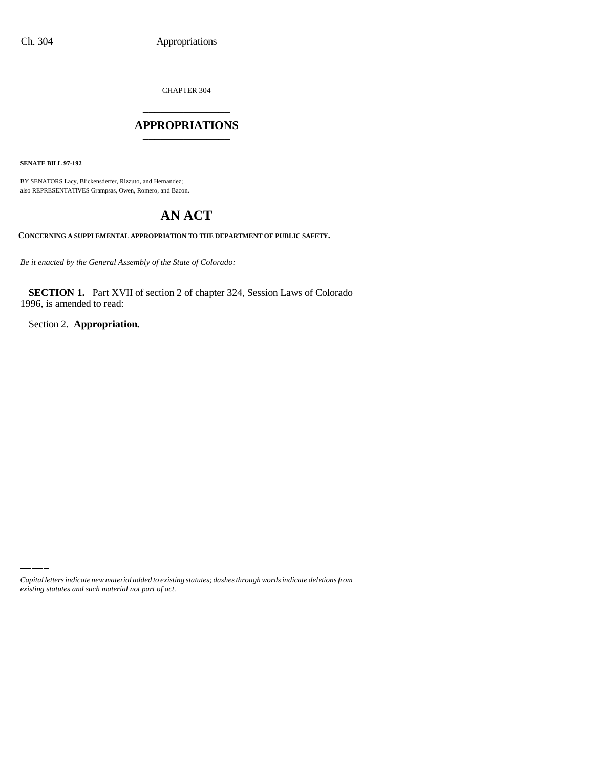CHAPTER 304

# APPROPRIATIONS

**SENATE BILL 97-192**

BY SENATORS Lacy, Blickensderfer, Rizzuto, and Hernandez;
also REPRESENTATIVES Grampsas, Owen, Romero, and Bacon.

# AN ACT

**CONCERNING A SUPPLEMENTAL APPROPRIATION TO THE DEPARTMENT OF PUBLIC SAFETY.**

*Be it enacted by the General Assembly of the State of Colorado:*

**SECTION 1.** Part XVII of section 2 of chapter 324, Session Laws of Colorado 1996, is amended to read:

Section 2. **Appropriation.**

*Capital letters indicate new material added to existing statutes; dashes through words indicate deletions from existing statutes and such material not part of act.*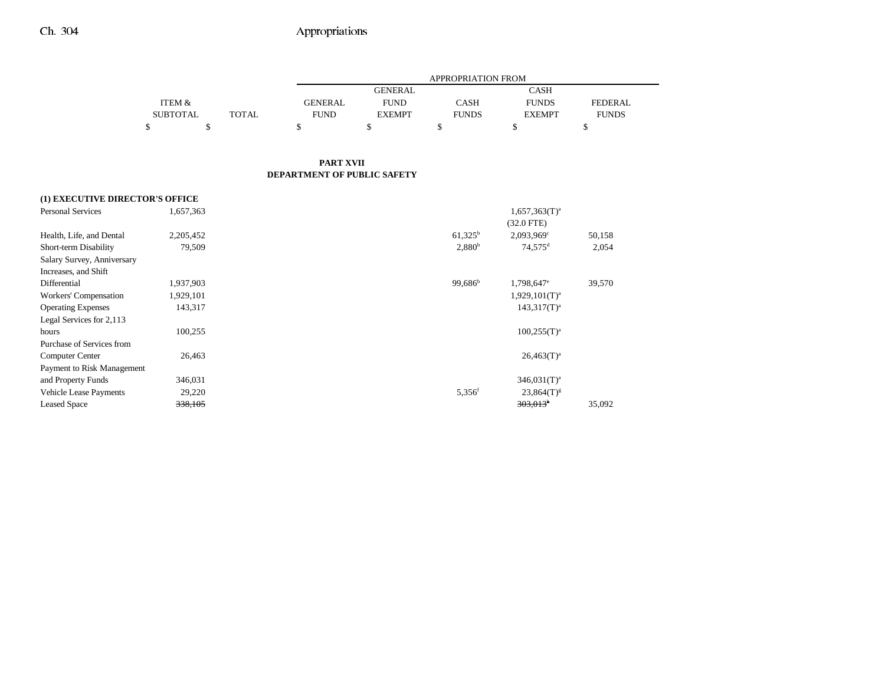| | ITEM & SUBTOTAL | TOTAL | GENERAL FUND | GENERAL FUND EXEMPT | CASH FUNDS | CASH FUNDS EXEMPT | FEDERAL FUNDS |
|---|---|---|---|---|---|---|---|
| | $ | $ | $ | $ | $ | $ | $ |

## PART XVII
## DEPARTMENT OF PUBLIC SAFETY

**(1) EXECUTIVE DIRECTOR'S OFFICE**

| | ITEM & SUBTOTAL | TOTAL | GENERAL FUND | GENERAL FUND EXEMPT | CASH FUNDS | CASH FUNDS EXEMPT | FEDERAL FUNDS |
|---|---|---|---|---|---|---|---|
| Personal Services | 1,657,363 | | | | | 1,657,363(T)[a] (32.0 FTE) | |
| Health, Life, and Dental | 2,205,452 | | | | 61,325[b] | 2,093,969[c] | 50,158 |
| Short-term Disability | 79,509 | | | | 2,880[b] | 74,575[d] | 2,054 |
| Salary Survey, Anniversary Increases, and Shift Differential | 1,937,903 | | | | 99,686[b] | 1,798,647[e] | 39,570 |
| Workers' Compensation | 1,929,101 | | | | | 1,929,101(T)[a] | |
| Operating Expenses | 143,317 | | | | | 143,317(T)[a] | |
| Legal Services for 2,113 hours | 100,255 | | | | | 100,255(T)[a] | |
| Purchase of Services from Computer Center | 26,463 | | | | | 26,463(T)[a] | |
| Payment to Risk Management and Property Funds | 346,031 | | | | | 346,031(T)[a] | |
| Vehicle Lease Payments | 29,220 | | | | 5,356[f] | 23,864(T)[g] | |
| Leased Space | ~~338,105~~ | | | | | ~~303,013[h]~~ | 35,092 |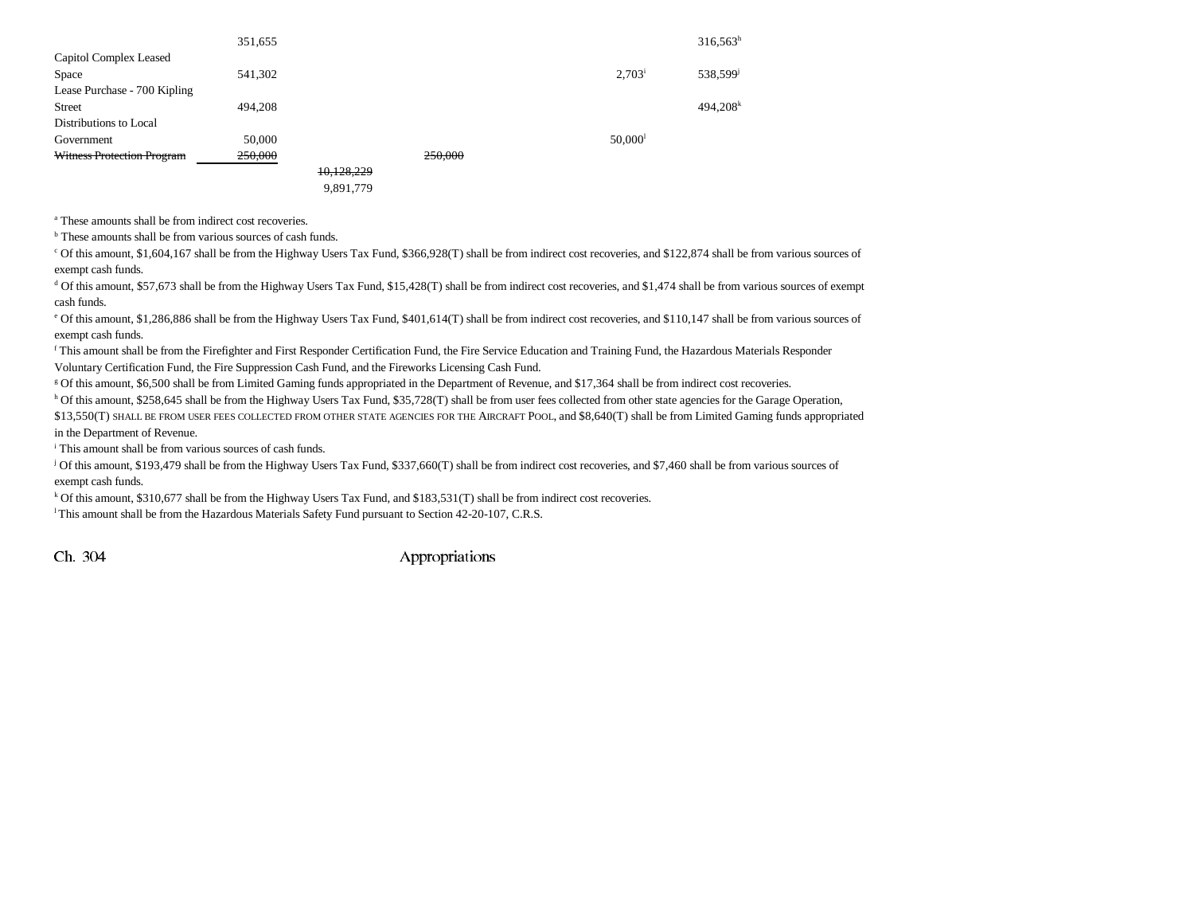| | | | | | | |
|---|---|---|---|---|---|---|
| | 351,655 | | | | | 316,563[h] |
| Capitol Complex Leased Space | 541,302 | | | | 2,703[i] | 538,599[j] |
| Lease Purchase - 700 Kipling Street | 494,208 | | | | | 494,208[k] |
| Distributions to Local Government | 50,000 | | | | 50,000[l] | |
| ~~Witness Protection Program~~ | ~~250,000~~ | | ~~250,000~~ | | | |
| | | ~~10,128,229~~ 9,891,779 | | | | |

[a] These amounts shall be from indirect cost recoveries.

[b] These amounts shall be from various sources of cash funds.

[c] Of this amount, $1,604,167 shall be from the Highway Users Tax Fund, $366,928(T) shall be from indirect cost recoveries, and $122,874 shall be from various sources of exempt cash funds.

[d] Of this amount, $57,673 shall be from the Highway Users Tax Fund, $15,428(T) shall be from indirect cost recoveries, and $1,474 shall be from various sources of exempt cash funds.

[e] Of this amount, $1,286,886 shall be from the Highway Users Tax Fund, $401,614(T) shall be from indirect cost recoveries, and $110,147 shall be from various sources of exempt cash funds.

[f] This amount shall be from the Firefighter and First Responder Certification Fund, the Fire Service Education and Training Fund, the Hazardous Materials Responder Voluntary Certification Fund, the Fire Suppression Cash Fund, and the Fireworks Licensing Cash Fund.

[g] Of this amount, $6,500 shall be from Limited Gaming funds appropriated in the Department of Revenue, and $17,364 shall be from indirect cost recoveries.

[h] Of this amount, $258,645 shall be from the Highway Users Tax Fund, $35,728(T) shall be from user fees collected from other state agencies for the Garage Operation, $13,550(T) SHALL BE FROM USER FEES COLLECTED FROM OTHER STATE AGENCIES FOR THE AIRCRAFT POOL, and $8,640(T) shall be from Limited Gaming funds appropriated in the Department of Revenue.

[i] This amount shall be from various sources of cash funds.

[j] Of this amount, $193,479 shall be from the Highway Users Tax Fund, $337,660(T) shall be from indirect cost recoveries, and $7,460 shall be from various sources of exempt cash funds.

[k] Of this amount, $310,677 shall be from the Highway Users Tax Fund, and $183,531(T) shall be from indirect cost recoveries.

[l] This amount shall be from the Hazardous Materials Safety Fund pursuant to Section 42-20-107, C.R.S.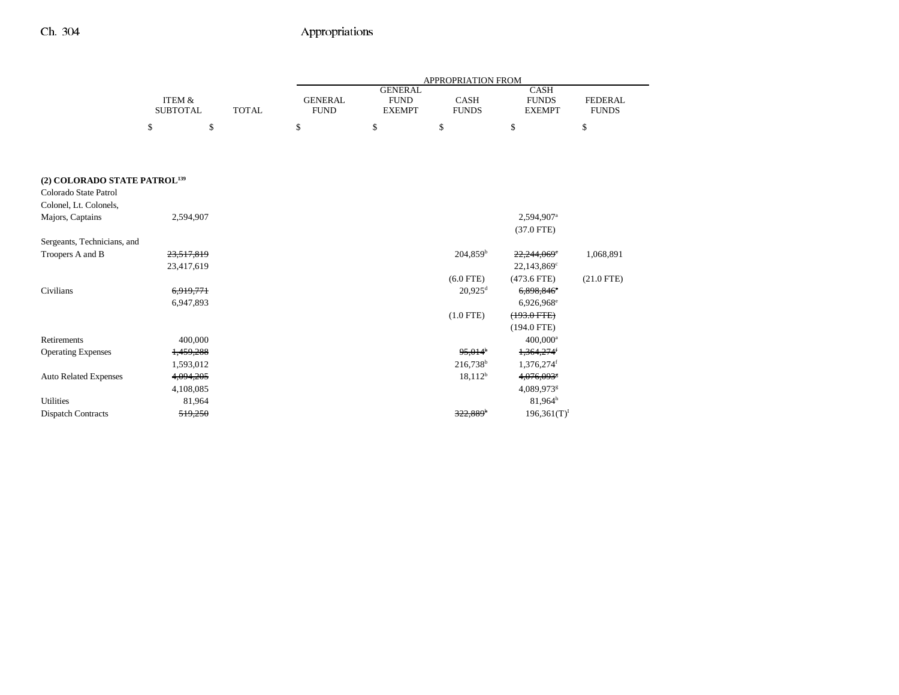| | ITEM & SUBTOTAL | TOTAL | GENERAL FUND | GENERAL FUND EXEMPT | CASH FUNDS | CASH FUNDS EXEMPT | FEDERAL FUNDS |
|---|---|---|---|---|---|---|---|
| | | | APPROPRIATION FROM | | | | |
| | $ | $ | $ | $ | $ | $ | $ |
| **(2) COLORADO STATE PATROL**[139] | | | | | | | |
| Colorado State Patrol Colonel, Lt. Colonels, Majors, Captains | 2,594,907 | | | | | 2,594,907[a] | |
| | | | | | | (37.0 FTE) | |
| Sergeants, Technicians, and Troopers A and B | ~~23,517,819~~ | | | | 204,859[b] | ~~22,244,069~~[c] | 1,068,891 |
| | 23,417,619 | | | | | 22,143,869[c] | |
| | | | | | (6.0 FTE) | (473.6 FTE) | (21.0 FTE) |
| Civilians | ~~6,919,771~~ | | | | 20,925[d] | ~~6,898,846~~[e] | |
| | 6,947,893 | | | | | 6,926,968[e] | |
| | | | | | (1.0 FTE) | ~~(193.0 FTE)~~ | |
| | | | | | | (194.0 FTE) | |
| Retirements | 400,000 | | | | | 400,000[a] | |
| Operating Expenses | ~~1,459,288~~ | | | | ~~95,014~~[b] | ~~1,364,274~~[f] | |
| | 1,593,012 | | | | 216,738[b] | 1,376,274[f] | |
| Auto Related Expenses | ~~4,094,205~~ | | | | 18,112[b] | ~~4,076,093~~[g] | |
| | 4,108,085 | | | | | 4,089,973[g] | |
| Utilities | 81,964 | | | | | 81,964[h] | |
| Dispatch Contracts | ~~519,250~~ | | | | ~~322,889~~[b] | 196,361(T)[i] | |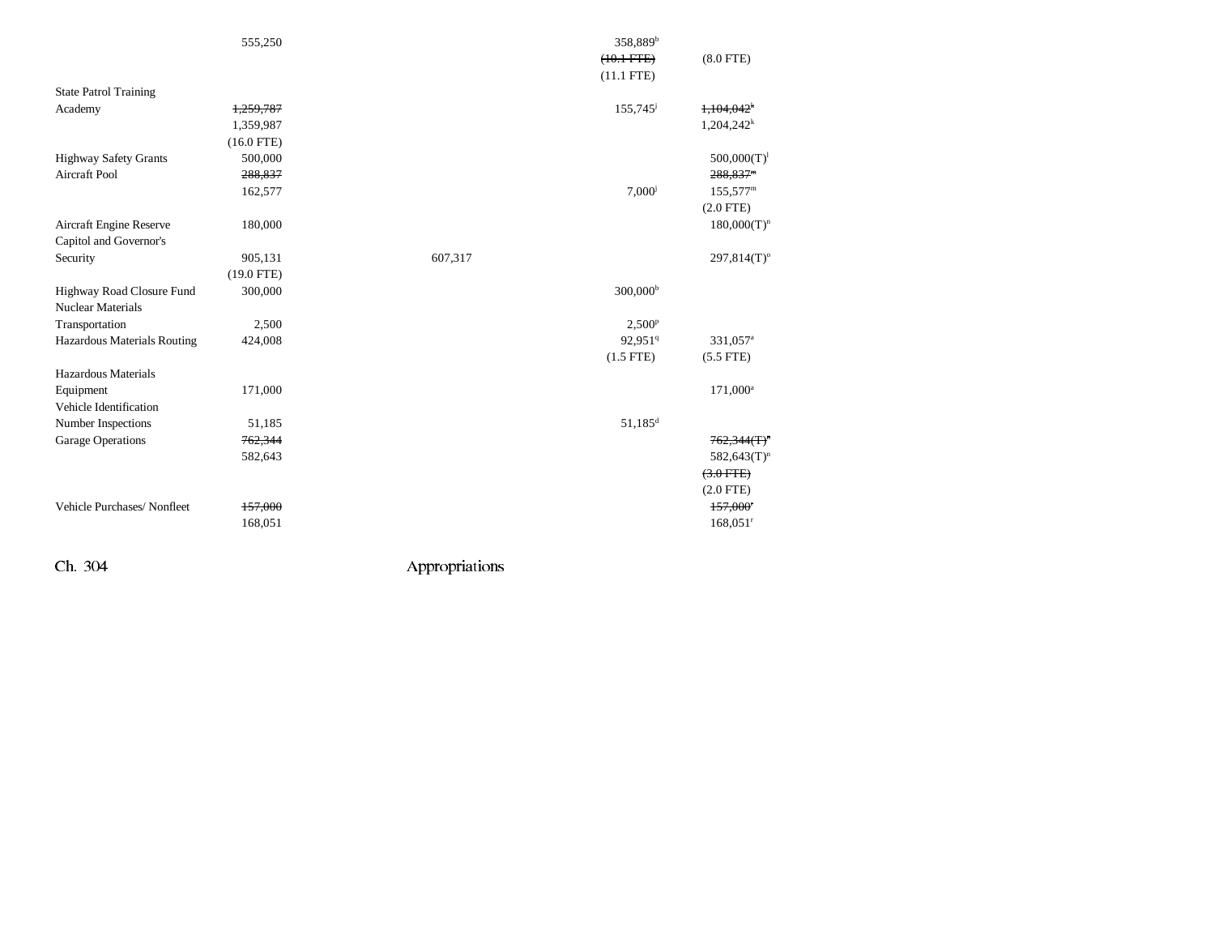| | | | | | |
|---|---|---|---|---|---|
| | 555,250 | | | 358,889[b] | |
| | | | | ~~(10.1 FTE)~~ | (8.0 FTE) |
| | | | | (11.1 FTE) | |
| State Patrol Training Academy | ~~1,259,787~~ | | | 155,745[j] | ~~1,104,042[k]~~ |
| | 1,359,987 | | | | 1,204,242[k] |
| | (16.0 FTE) | | | | |
| Highway Safety Grants | 500,000 | | | | 500,000(T)[l] |
| Aircraft Pool | ~~288,837~~ | | | | ~~288,837[m]~~ |
| | 162,577 | | | 7,000[j] | 155,577[m] |
| | | | | | (2.0 FTE) |
| Aircraft Engine Reserve | 180,000 | | | | 180,000(T)[n] |
| Capitol and Governor's Security | 905,131 | | 607,317 | | 297,814(T)[o] |
| | (19.0 FTE) | | | | |
| Highway Road Closure Fund | 300,000 | | | 300,000[b] | |
| Nuclear Materials Transportation | 2,500 | | | 2,500[p] | |
| Hazardous Materials Routing | 424,008 | | | 92,951[q] | 331,057[a] |
| | | | | (1.5 FTE) | (5.5 FTE) |
| Hazardous Materials Equipment | 171,000 | | | | 171,000[a] |
| Vehicle Identification Number Inspections | 51,185 | | | 51,185[d] | |
| Garage Operations | ~~762,344~~ | | | | ~~762,344(T)[n]~~ |
| | 582,643 | | | | 582,643(T)[n] |
| | | | | | ~~(3.0 FTE)~~ |
| | | | | | (2.0 FTE) |
| Vehicle Purchases/ Nonfleet | ~~157,000~~ | | | | ~~157,000[r]~~ |
| | 168,051 | | | | 168,051[r] |

Ch. 304 Appropriations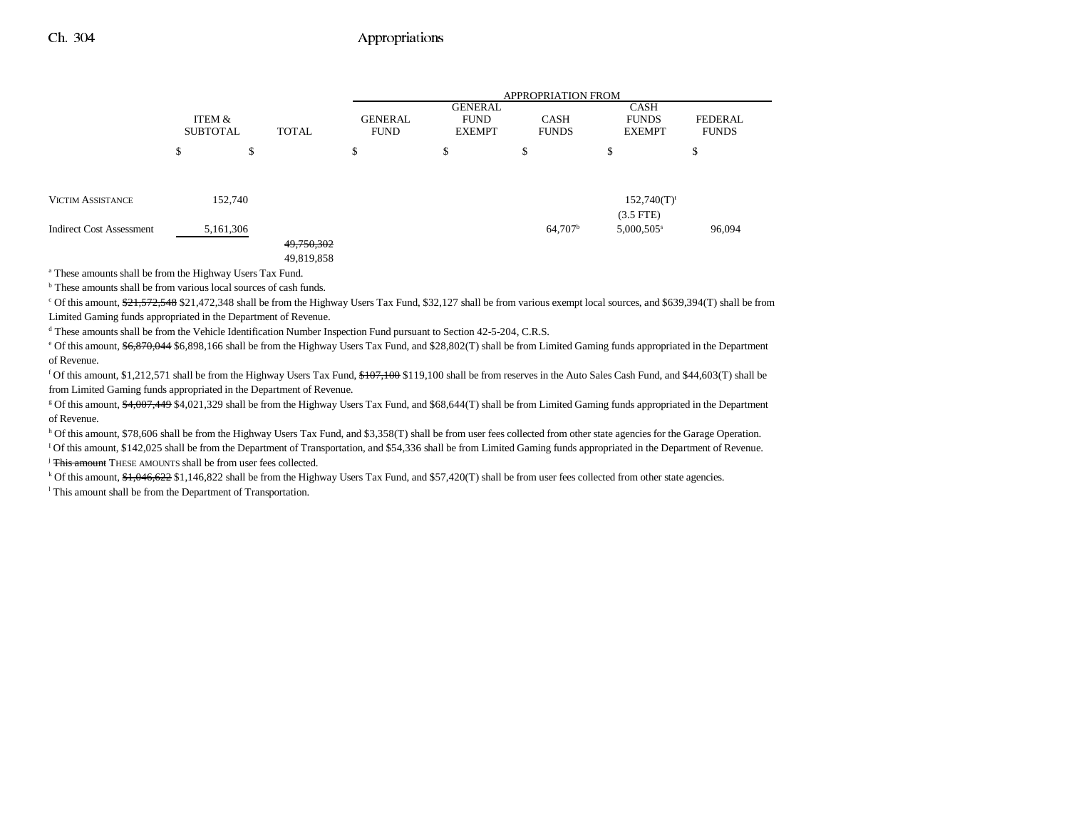| | ITEM & SUBTOTAL | TOTAL | GENERAL FUND | GENERAL FUND EXEMPT | CASH FUNDS | CASH FUNDS EXEMPT | FEDERAL FUNDS |
|---|---|---|---|---|---|---|---|
| | | | APPROPRIATION FROM | | | | |
| | $ | $ | $ | $ | $ | $ | $ |
| Victim Assistance | 152,740 | | | | | 152,740(T)[l] (3.5 FTE) | |
| Indirect Cost Assessment | 5,161,306 | | | | 64,707[b] | 5,000,505[s] | 96,094 |
| | | ~~49,750,302~~ 49,819,858 | | | | | |

[a] These amounts shall be from the Highway Users Tax Fund.

[b] These amounts shall be from various local sources of cash funds.

[c] Of this amount, ~~$21,572,548~~ $21,472,348 shall be from the Highway Users Tax Fund, $32,127 shall be from various exempt local sources, and $639,394(T) shall be from Limited Gaming funds appropriated in the Department of Revenue.

[d] These amounts shall be from the Vehicle Identification Number Inspection Fund pursuant to Section 42-5-204, C.R.S.

[e] Of this amount, ~~$6,870,044~~ $6,898,166 shall be from the Highway Users Tax Fund, and $28,802(T) shall be from Limited Gaming funds appropriated in the Department of Revenue.

[f] Of this amount, $1,212,571 shall be from the Highway Users Tax Fund, ~~$107,100~~ $119,100 shall be from reserves in the Auto Sales Cash Fund, and $44,603(T) shall be from Limited Gaming funds appropriated in the Department of Revenue.

[g] Of this amount, ~~$4,007,449~~ $4,021,329 shall be from the Highway Users Tax Fund, and $68,644(T) shall be from Limited Gaming funds appropriated in the Department of Revenue.

[h] Of this amount, $78,606 shall be from the Highway Users Tax Fund, and $3,358(T) shall be from user fees collected from other state agencies for the Garage Operation.

[i] Of this amount, $142,025 shall be from the Department of Transportation, and $54,336 shall be from Limited Gaming funds appropriated in the Department of Revenue.

[j] ~~This amount~~ THESE AMOUNTS shall be from user fees collected.

[k] Of this amount, ~~$1,046,622~~ $1,146,822 shall be from the Highway Users Tax Fund, and $57,420(T) shall be from user fees collected from other state agencies.

[l] This amount shall be from the Department of Transportation.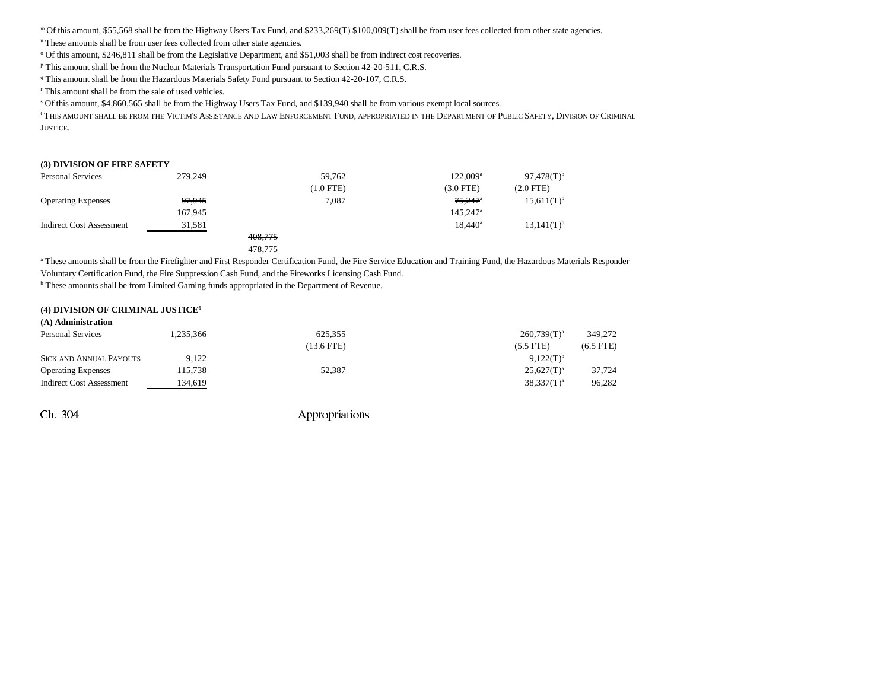[m] Of this amount, $55,568 shall be from the Highway Users Tax Fund, and ~~$233,269(T)~~ $100,009(T) shall be from user fees collected from other state agencies.
[n] These amounts shall be from user fees collected from other state agencies.
[o] Of this amount, $246,811 shall be from the Legislative Department, and $51,003 shall be from indirect cost recoveries.
[p] This amount shall be from the Nuclear Materials Transportation Fund pursuant to Section 42-20-511, C.R.S.
[q] This amount shall be from the Hazardous Materials Safety Fund pursuant to Section 42-20-107, C.R.S.
[r] This amount shall be from the sale of used vehicles.
[s] Of this amount, $4,860,565 shall be from the Highway Users Tax Fund, and $139,940 shall be from various exempt local sources.
[t] THIS AMOUNT SHALL BE FROM THE VICTIM'S ASSISTANCE AND LAW ENFORCEMENT FUND, APPROPRIATED IN THE DEPARTMENT OF PUBLIC SAFETY, DIVISION OF CRIMINAL JUSTICE.

**(3) DIVISION OF FIRE SAFETY**

| | | | | | | |
|---|---|---|---|---|---|---|
| Personal Services | 279,249 | | 59,762 (1.0 FTE) | 122,009[a] (3.0 FTE) | 97,478(T)[b] (2.0 FTE) | |
| Operating Expenses | ~~97,945~~ 167,945 | | 7,087 | ~~75,247~~[a] 145,247[a] | 15,611(T)[b] | |
| Indirect Cost Assessment | 31,581 | | | 18,440[a] | 13,141(T)[b] | |
| | | ~~408,775~~ 478,775 | | | | |

[a] These amounts shall be from the Firefighter and First Responder Certification Fund, the Fire Service Education and Training Fund, the Hazardous Materials Responder Voluntary Certification Fund, the Fire Suppression Cash Fund, and the Fireworks Licensing Cash Fund.
[b] These amounts shall be from Limited Gaming funds appropriated in the Department of Revenue.

**(4) DIVISION OF CRIMINAL JUSTICE[6]**
**(A) Administration**

| | | | | | | |
|---|---|---|---|---|---|---|
| Personal Services | 1,235,366 | | 625,355 (13.6 FTE) | | 260,739(T)[a] (5.5 FTE) | 349,272 (6.5 FTE) |
| SICK AND ANNUAL PAYOUTS | 9,122 | | | | 9,122(T)[b] | |
| Operating Expenses | 115,738 | | 52,387 | | 25,627(T)[a] | 37,724 |
| Indirect Cost Assessment | 134,619 | | | | 38,337(T)[a] | 96,282 |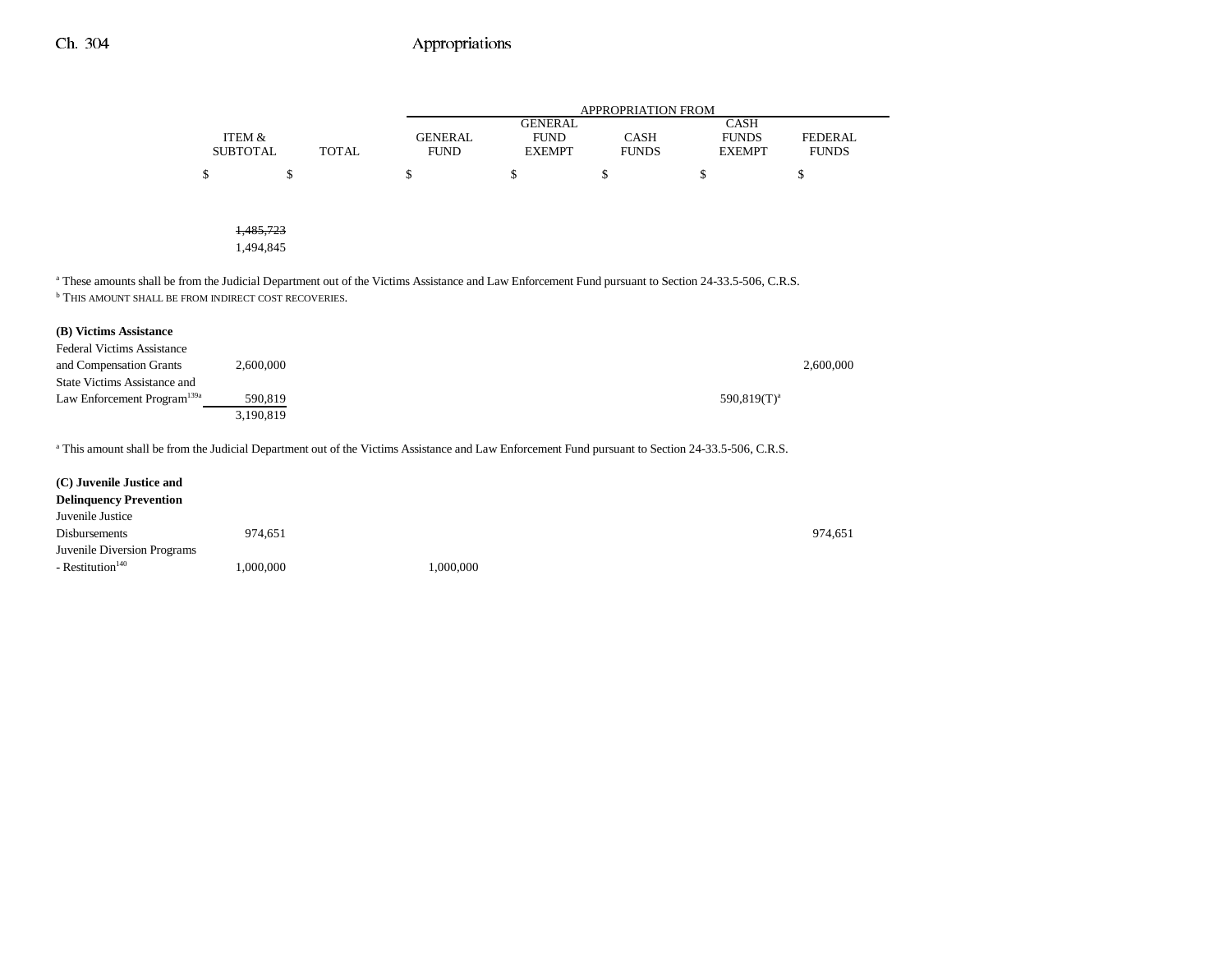| | ITEM & SUBTOTAL | TOTAL | APPROPRIATION FROM GENERAL FUND | GENERAL FUND EXEMPT | CASH FUNDS | CASH FUNDS EXEMPT | FEDERAL FUNDS |
|---|---|---|---|---|---|---|---|
| | $ | $ | $ | $ | $ | $ | $ |
| | ~~1,485,723~~ | | | | | | |
| | 1,494,845 | | | | | | |

[a] These amounts shall be from the Judicial Department out of the Victims Assistance and Law Enforcement Fund pursuant to Section 24-33.5-506, C.R.S.
[b] THIS AMOUNT SHALL BE FROM INDIRECT COST RECOVERIES.

| | ITEM & SUBTOTAL | TOTAL | GENERAL FUND | GENERAL FUND EXEMPT | CASH FUNDS | CASH FUNDS EXEMPT | FEDERAL FUNDS |
|---|---|---|---|---|---|---|---|
| **(B) Victims Assistance** | | | | | | | |
| Federal Victims Assistance and Compensation Grants | 2,600,000 | | | | | | 2,600,000 |
| State Victims Assistance and Law Enforcement Program[139a] | 590,819 | | | | | 590,819(T)[a] | |
| | 3,190,819 | | | | | | |

[a] This amount shall be from the Judicial Department out of the Victims Assistance and Law Enforcement Fund pursuant to Section 24-33.5-506, C.R.S.

| | ITEM & SUBTOTAL | TOTAL | GENERAL FUND | GENERAL FUND EXEMPT | CASH FUNDS | CASH FUNDS EXEMPT | FEDERAL FUNDS |
|---|---|---|---|---|---|---|---|
| **(C) Juvenile Justice and Delinquency Prevention** | | | | | | | |
| Juvenile Justice Disbursements | 974,651 | | | | | | 974,651 |
| Juvenile Diversion Programs - Restitution[140] | 1,000,000 | | 1,000,000 | | | | |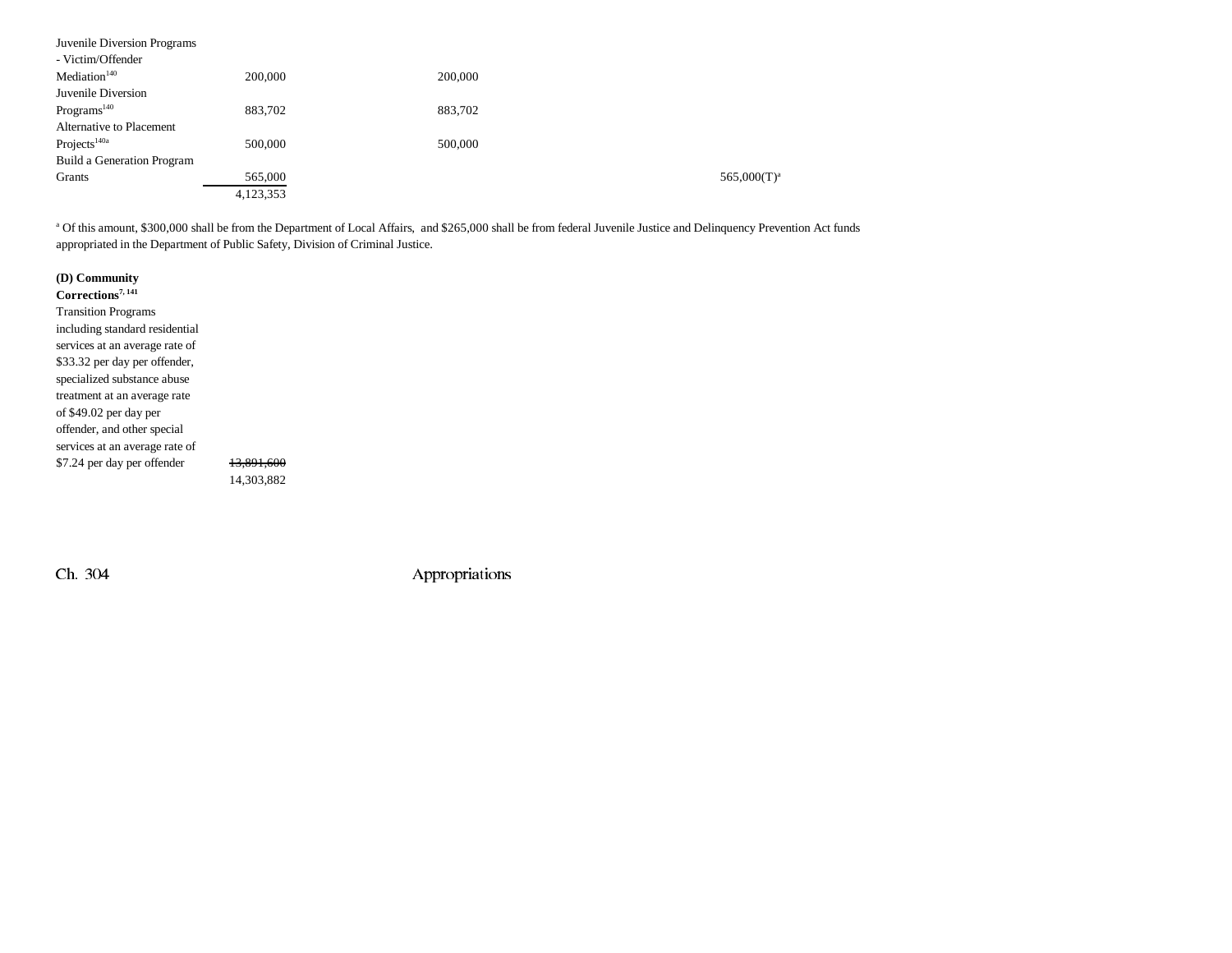| | | | |
|---|---|---|---|
| Juvenile Diversion Programs - Victim/Offender Mediation[140] | 200,000 | 200,000 | |
| Juvenile Diversion Programs[140] | 883,702 | 883,702 | |
| Alternative to Placement Projects[140a] | 500,000 | 500,000 | |
| Build a Generation Program Grants | 565,000 | | 565,000(T)[a] |
| | 4,123,353 | | |

[a] Of this amount, $300,000 shall be from the Department of Local Affairs, and $265,000 shall be from federal Juvenile Justice and Delinquency Prevention Act funds appropriated in the Department of Public Safety, Division of Criminal Justice.

**(D) Community Corrections[7, 141]**

| | |
|---|---|
| Transition Programs including standard residential services at an average rate of $33.32 per day per offender, specialized substance abuse treatment at an average rate of $49.02 per day per offender, and other special services at an average rate of $7.24 per day per offender | ~~13,891,600~~ 14,303,882 |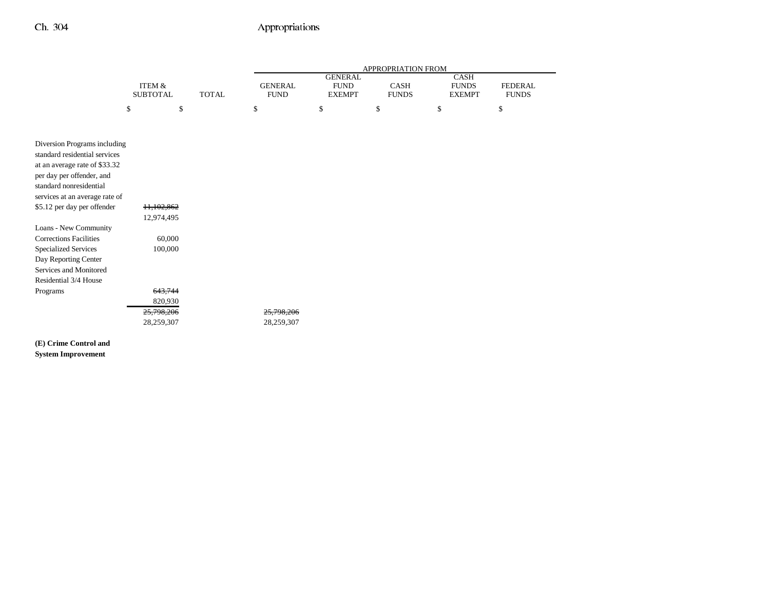| | ITEM & SUBTOTAL | TOTAL | APPROPRIATION FROM GENERAL FUND | GENERAL FUND EXEMPT | CASH FUNDS | CASH FUNDS EXEMPT | FEDERAL FUNDS |
|---|---|---|---|---|---|---|---|
| | $ | $ | $ | $ | $ | $ | $ |
| Diversion Programs including standard residential services at an average rate of $33.32 per day per offender, and standard nonresidential services at an average rate of $5.12 per day per offender | ~~11,102,862~~ 12,974,495 | | | | | | |
| Loans - New Community Corrections Facilities | 60,000 | | | | | | |
| Specialized Services | 100,000 | | | | | | |
| Day Reporting Center Services and Monitored Residential 3/4 House Programs | ~~643,744~~ 820,930 | | | | | | |
| | ~~25,798,206~~ 28,259,307 | | ~~25,798,206~~ 28,259,307 | | | | |

**(E) Crime Control and System Improvement**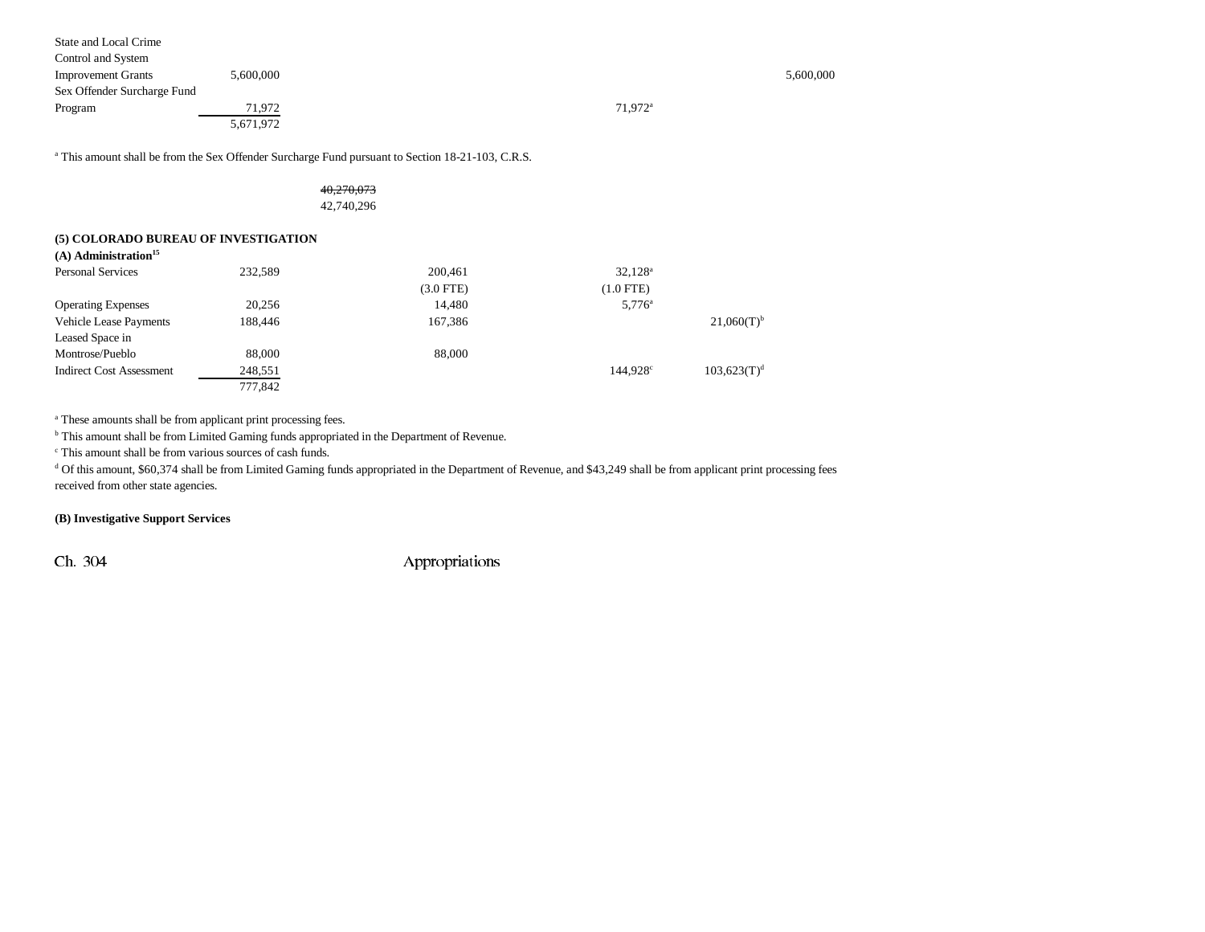| | | | | | |
|---|---|---|---|---|---|
| State and Local Crime Control and System Improvement Grants | 5,600,000 | | | | 5,600,000 |
| Sex Offender Surcharge Fund Program | 71,972 | | 71,972[a] | | |
| | 5,671,972 | | | | |

[a] This amount shall be from the Sex Offender Surcharge Fund pursuant to Section 18-21-103, C.R.S.

~~40,270,073~~
42,740,296

**(5) COLORADO BUREAU OF INVESTIGATION**

**(A) Administration[15]**

| | | | | | |
|---|---|---|---|---|---|
| Personal Services | 232,589 | 200,461 | 32,128[a] | | |
| | | (3.0 FTE) | (1.0 FTE) | | |
| Operating Expenses | 20,256 | 14,480 | 5,776[a] | | |
| Vehicle Lease Payments | 188,446 | 167,386 | | 21,060(T)[b] | |
| Leased Space in Montrose/Pueblo | 88,000 | 88,000 | | | |
| Indirect Cost Assessment | 248,551 | | 144,928[c] | 103,623(T)[d] | |
| | 777,842 | | | | |

[a] These amounts shall be from applicant print processing fees.
[b] This amount shall be from Limited Gaming funds appropriated in the Department of Revenue.
[c] This amount shall be from various sources of cash funds.
[d] Of this amount, $60,374 shall be from Limited Gaming funds appropriated in the Department of Revenue, and $43,249 shall be from applicant print processing fees received from other state agencies.

**(B) Investigative Support Services**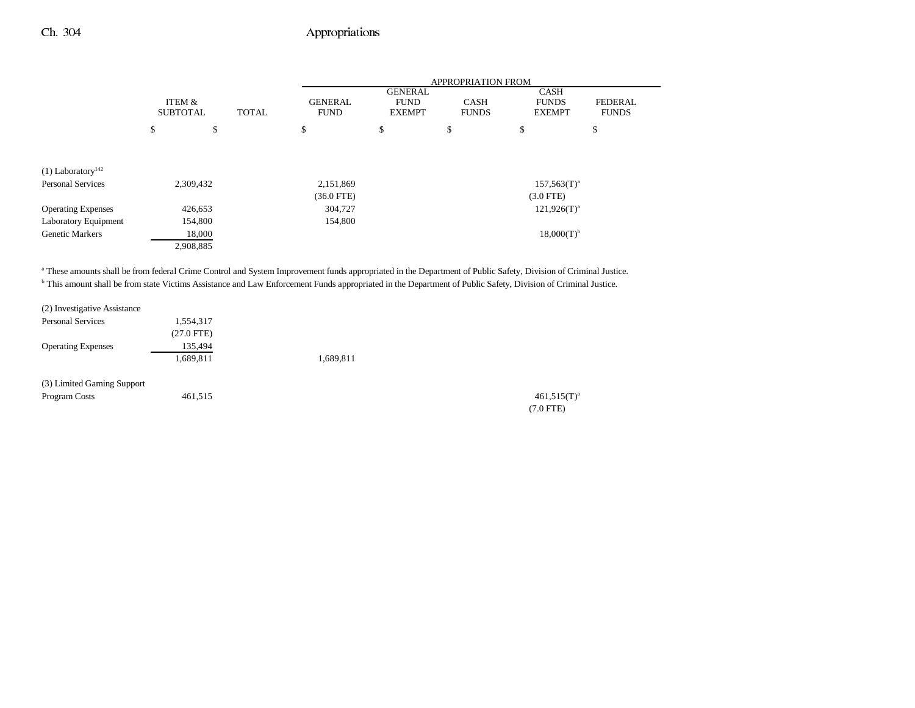| | ITEM & SUBTOTAL | TOTAL | APPROPRIATION FROM GENERAL FUND | GENERAL FUND EXEMPT | CASH FUNDS | CASH FUNDS EXEMPT | FEDERAL FUNDS |
|---|---|---|---|---|---|---|---|
| | $ | $ | $ | $ | $ | $ | $ |
| (1) Laboratory[142] | | | | | | | |
| Personal Services | 2,309,432 | | 2,151,869 | | | 157,563(T)[a] | |
| | | | (36.0 FTE) | | | (3.0 FTE) | |
| Operating Expenses | 426,653 | | 304,727 | | | 121,926(T)[a] | |
| Laboratory Equipment | 154,800 | | 154,800 | | | | |
| Genetic Markers | 18,000 | | | | | 18,000(T)[b] | |
| | 2,908,885 | | | | | | |

[a] These amounts shall be from federal Crime Control and System Improvement funds appropriated in the Department of Public Safety, Division of Criminal Justice.
[b] This amount shall be from state Victims Assistance and Law Enforcement Funds appropriated in the Department of Public Safety, Division of Criminal Justice.

| | ITEM & SUBTOTAL | TOTAL | GENERAL FUND | GENERAL FUND EXEMPT | CASH FUNDS | CASH FUNDS EXEMPT | FEDERAL FUNDS |
|---|---|---|---|---|---|---|---|
| (2) Investigative Assistance | | | | | | | |
| Personal Services | 1,554,317 | | | | | | |
| | (27.0 FTE) | | | | | | |
| Operating Expenses | 135,494 | | | | | | |
| | 1,689,811 | | 1,689,811 | | | | |
| (3) Limited Gaming Support | | | | | | | |
| Program Costs | 461,515 | | | | | 461,515(T)[a] | |
| | | | | | | (7.0 FTE) | |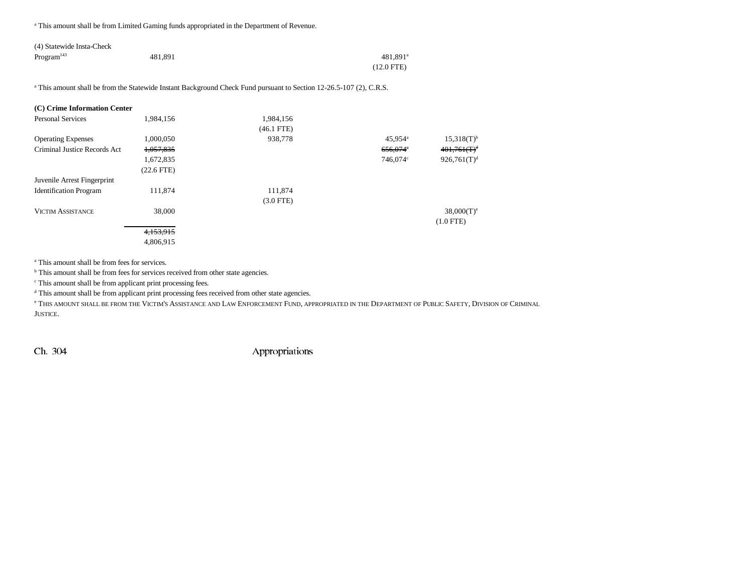[a] This amount shall be from Limited Gaming funds appropriated in the Department of Revenue.

| | | | | | |
|---|---|---|---|---|---|
| (4) Statewide Insta-Check Program[143] | 481,891 | | | 481,891[a] (12.0 FTE) | |

[a] This amount shall be from the Statewide Instant Background Check Fund pursuant to Section 12-26.5-107 (2), C.R.S.

**(C) Crime Information Center**

| | | | | | |
|---|---|---|---|---|---|
| Personal Services | 1,984,156 | 1,984,156 (46.1 FTE) | | | |
| Operating Expenses | 1,000,050 | 938,778 | | 45,954[a] | 15,318(T)[b] |
| Criminal Justice Records Act | ~~1,057,835~~ 1,672,835 (22.6 FTE) | | | ~~656,074[c]~~ 746,074[c] | ~~401,761(T)[d]~~ 926,761(T)[d] |
| Juvenile Arrest Fingerprint Identification Program | 111,874 | 111,874 (3.0 FTE) | | | |
| VICTIM ASSISTANCE | 38,000 | | | | 38,000(T)[e] (1.0 FTE) |
| | ~~4,153,915~~ 4,806,915 | | | | |

[a] This amount shall be from fees for services.
[b] This amount shall be from fees for services received from other state agencies.
[c] This amount shall be from applicant print processing fees.
[d] This amount shall be from applicant print processing fees received from other state agencies.
[e] THIS AMOUNT SHALL BE FROM THE VICTIM'S ASSISTANCE AND LAW ENFORCEMENT FUND, APPROPRIATED IN THE DEPARTMENT OF PUBLIC SAFETY, DIVISION OF CRIMINAL JUSTICE.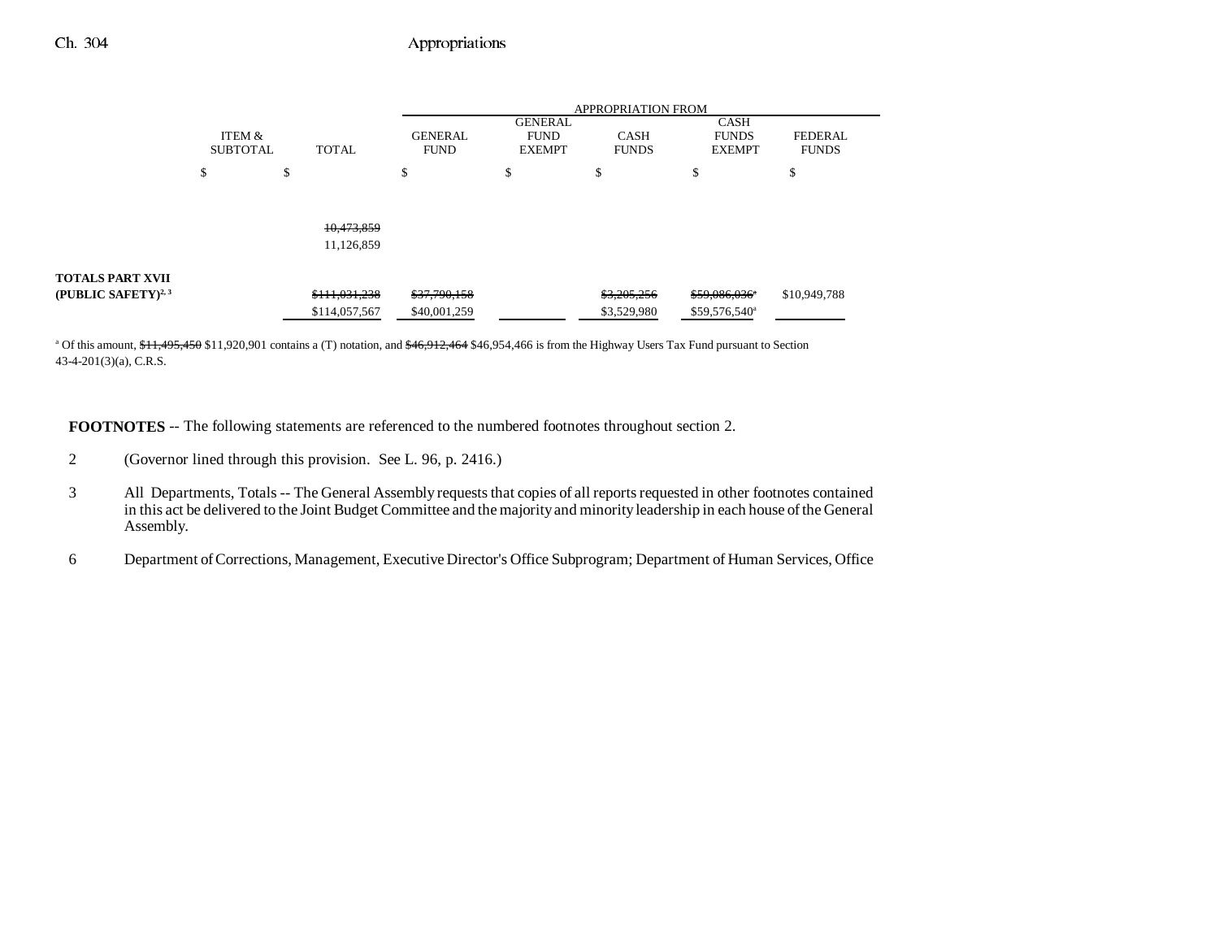| | ITEM & SUBTOTAL | TOTAL | APPROPRIATION FROM GENERAL FUND | GENERAL FUND EXEMPT | CASH FUNDS | CASH FUNDS EXEMPT | FEDERAL FUNDS |
|---|---|---|---|---|---|---|---|
| | $ | $ | $ | $ | $ | $ | $ |
| | | ~~10,473,859~~ 11,126,859 | | | | | |
| **TOTALS PART XVII (PUBLIC SAFETY)**[2, 3] | | ~~$111,031,238~~ $114,057,567 | ~~$37,790,158~~ $40,001,259 | | ~~$3,205,256~~ $3,529,980 | ~~$59,086,036~~[a] $59,576,540[a] | $10,949,788 |

[a] Of this amount, ~~$11,495,450~~ $11,920,901 contains a (T) notation, and ~~$46,912,464~~ $46,954,466 is from the Highway Users Tax Fund pursuant to Section 43-4-201(3)(a), C.R.S.

**FOOTNOTES** -- The following statements are referenced to the numbered footnotes throughout section 2.

2 (Governor lined through this provision. See L. 96, p. 2416.)

3 All Departments, Totals -- The General Assembly requests that copies of all reports requested in other footnotes contained in this act be delivered to the Joint Budget Committee and the majority and minority leadership in each house of the General Assembly.

6 Department of Corrections, Management, Executive Director's Office Subprogram; Department of Human Services, Office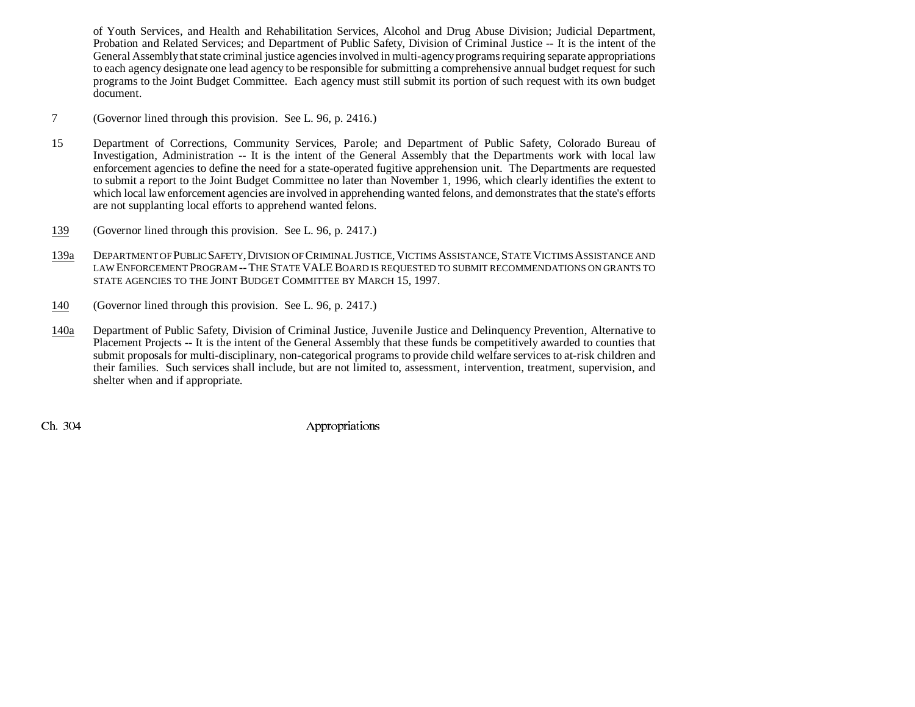of Youth Services, and Health and Rehabilitation Services, Alcohol and Drug Abuse Division; Judicial Department, Probation and Related Services; and Department of Public Safety, Division of Criminal Justice -- It is the intent of the General Assembly that state criminal justice agencies involved in multi-agency programs requiring separate appropriations to each agency designate one lead agency to be responsible for submitting a comprehensive annual budget request for such programs to the Joint Budget Committee. Each agency must still submit its portion of such request with its own budget document.

7 (Governor lined through this provision. See L. 96, p. 2416.)

15 Department of Corrections, Community Services, Parole; and Department of Public Safety, Colorado Bureau of Investigation, Administration -- It is the intent of the General Assembly that the Departments work with local law enforcement agencies to define the need for a state-operated fugitive apprehension unit. The Departments are requested to submit a report to the Joint Budget Committee no later than November 1, 1996, which clearly identifies the extent to which local law enforcement agencies are involved in apprehending wanted felons, and demonstrates that the state's efforts are not supplanting local efforts to apprehend wanted felons.

139 (Governor lined through this provision. See L. 96, p. 2417.)

139a DEPARTMENT OF PUBLIC SAFETY, DIVISION OF CRIMINAL JUSTICE, VICTIMS ASSISTANCE, STATE VICTIMS ASSISTANCE AND LAW ENFORCEMENT PROGRAM -- THE STATE VALE BOARD IS REQUESTED TO SUBMIT RECOMMENDATIONS ON GRANTS TO STATE AGENCIES TO THE JOINT BUDGET COMMITTEE BY MARCH 15, 1997.

140 (Governor lined through this provision. See L. 96, p. 2417.)

140a Department of Public Safety, Division of Criminal Justice, Juvenile Justice and Delinquency Prevention, Alternative to Placement Projects -- It is the intent of the General Assembly that these funds be competitively awarded to counties that submit proposals for multi-disciplinary, non-categorical programs to provide child welfare services to at-risk children and their families. Such services shall include, but are not limited to, assessment, intervention, treatment, supervision, and shelter when and if appropriate.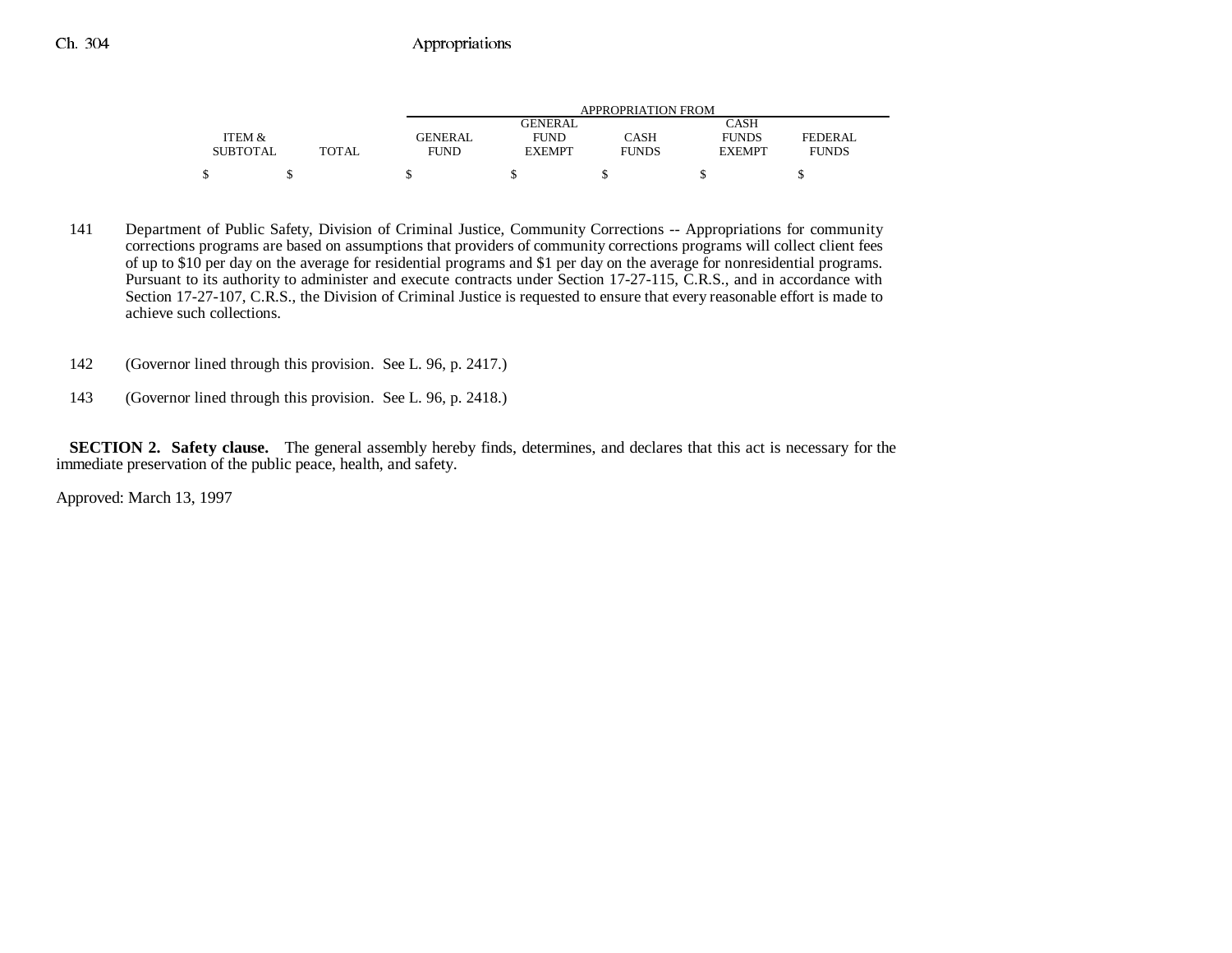| | | APPROPRIATION FROM | | | | |
|---|---|---|---|---|---|---|
| ITEM & SUBTOTAL | TOTAL | GENERAL FUND | GENERAL FUND EXEMPT | CASH FUNDS | CASH FUNDS EXEMPT | FEDERAL FUNDS |
| $ | $ | $ | $ | $ | $ | $ |

141 Department of Public Safety, Division of Criminal Justice, Community Corrections -- Appropriations for community corrections programs are based on assumptions that providers of community corrections programs will collect client fees of up to $10 per day on the average for residential programs and $1 per day on the average for nonresidential programs. Pursuant to its authority to administer and execute contracts under Section 17-27-115, C.R.S., and in accordance with Section 17-27-107, C.R.S., the Division of Criminal Justice is requested to ensure that every reasonable effort is made to achieve such collections.

142 (Governor lined through this provision. See L. 96, p. 2417.)

143 (Governor lined through this provision. See L. 96, p. 2418.)

**SECTION 2. Safety clause.** The general assembly hereby finds, determines, and declares that this act is necessary for the immediate preservation of the public peace, health, and safety.

Approved: March 13, 1997